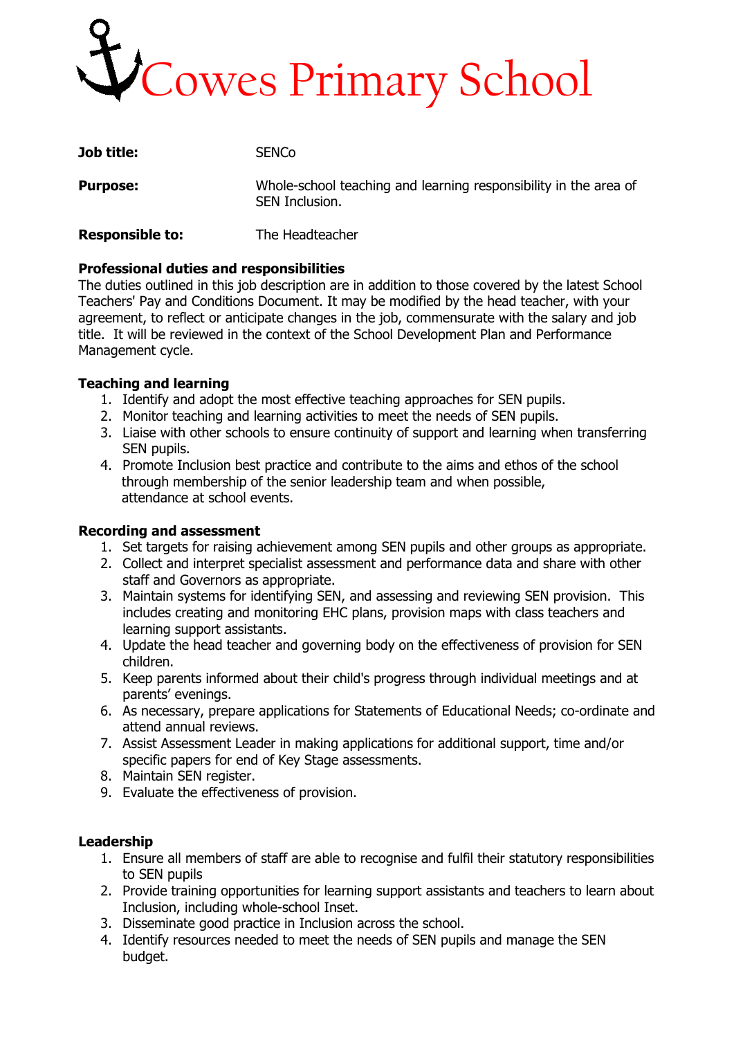# Cowes Primary School

**Job title:** SENCo

**Purpose:** Whole-school teaching and learning responsibility in the area of SEN Inclusion.

**Responsible to:** The Headteacher

**Professional duties and responsibilities**
The duties outlined in this job description are in addition to those covered by the latest School Teachers' Pay and Conditions Document. It may be modified by the head teacher, with your agreement, to reflect or anticipate changes in the job, commensurate with the salary and job title. It will be reviewed in the context of the School Development Plan and Performance Management cycle.

**Teaching and learning**

1. Identify and adopt the most effective teaching approaches for SEN pupils.
2. Monitor teaching and learning activities to meet the needs of SEN pupils.
3. Liaise with other schools to ensure continuity of support and learning when transferring SEN pupils.
4. Promote Inclusion best practice and contribute to the aims and ethos of the school through membership of the senior leadership team and when possible, attendance at school events.

**Recording and assessment**

1. Set targets for raising achievement among SEN pupils and other groups as appropriate.
2. Collect and interpret specialist assessment and performance data and share with other staff and Governors as appropriate.
3. Maintain systems for identifying SEN, and assessing and reviewing SEN provision. This includes creating and monitoring EHC plans, provision maps with class teachers and learning support assistants.
4. Update the head teacher and governing body on the effectiveness of provision for SEN children.
5. Keep parents informed about their child's progress through individual meetings and at parents' evenings.
6. As necessary, prepare applications for Statements of Educational Needs; co-ordinate and attend annual reviews.
7. Assist Assessment Leader in making applications for additional support, time and/or specific papers for end of Key Stage assessments.
8. Maintain SEN register.
9. Evaluate the effectiveness of provision.

**Leadership**

1. Ensure all members of staff are able to recognise and fulfil their statutory responsibilities to SEN pupils
2. Provide training opportunities for learning support assistants and teachers to learn about Inclusion, including whole-school Inset.
3. Disseminate good practice in Inclusion across the school.
4. Identify resources needed to meet the needs of SEN pupils and manage the SEN budget.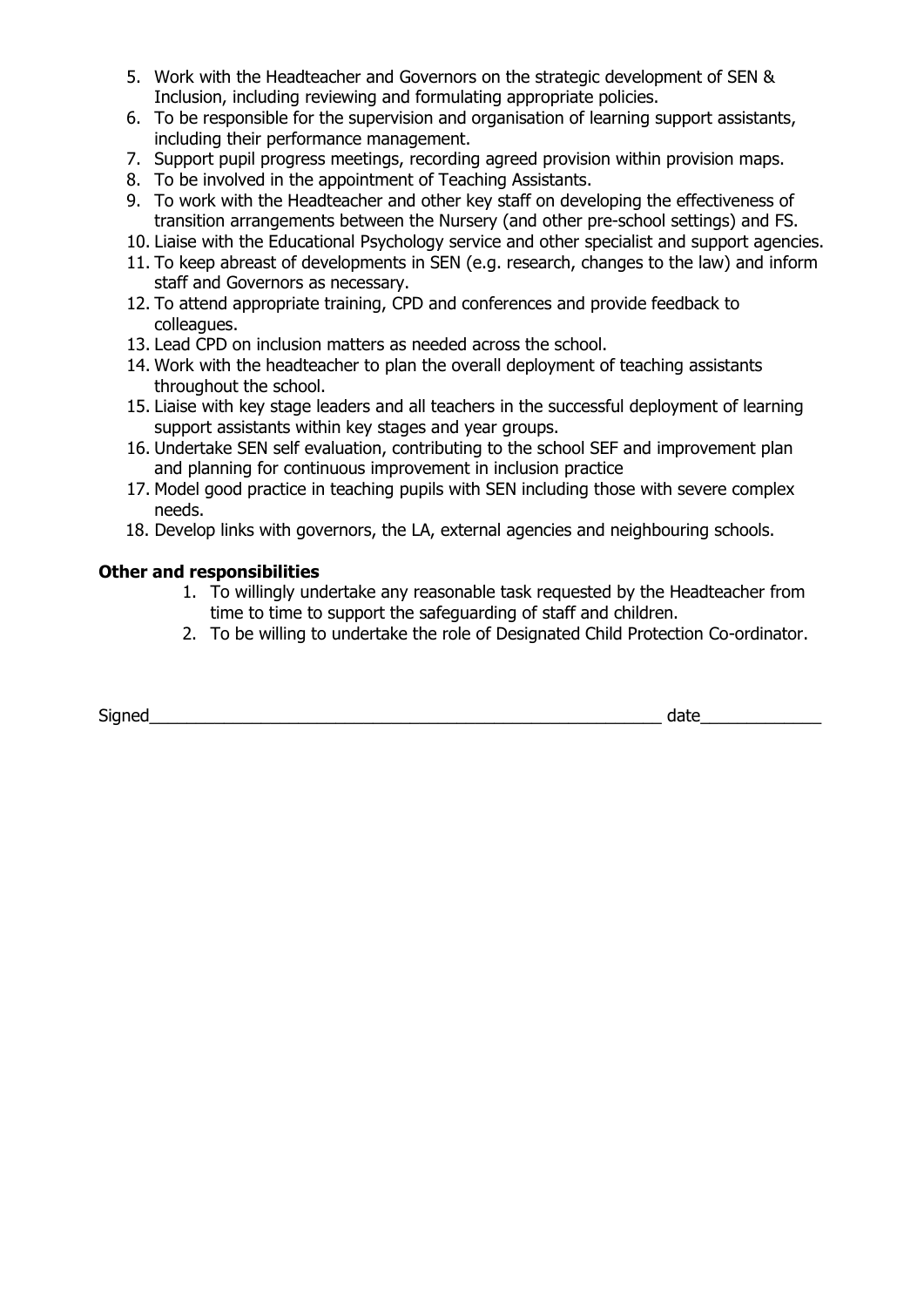5. Work with the Headteacher and Governors on the strategic development of SEN & Inclusion, including reviewing and formulating appropriate policies.
6. To be responsible for the supervision and organisation of learning support assistants, including their performance management.
7. Support pupil progress meetings, recording agreed provision within provision maps.
8. To be involved in the appointment of Teaching Assistants.
9. To work with the Headteacher and other key staff on developing the effectiveness of transition arrangements between the Nursery (and other pre-school settings) and FS.
10. Liaise with the Educational Psychology service and other specialist and support agencies.
11. To keep abreast of developments in SEN (e.g. research, changes to the law) and inform staff and Governors as necessary.
12. To attend appropriate training, CPD and conferences and provide feedback to colleagues.
13. Lead CPD on inclusion matters as needed across the school.
14. Work with the headteacher to plan the overall deployment of teaching assistants throughout the school.
15. Liaise with key stage leaders and all teachers in the successful deployment of learning support assistants within key stages and year groups.
16. Undertake SEN self evaluation, contributing to the school SEF and improvement plan and planning for continuous improvement in inclusion practice
17. Model good practice in teaching pupils with SEN including those with severe complex needs.
18. Develop links with governors, the LA, external agencies and neighbouring schools.

**Other and responsibilities**

1. To willingly undertake any reasonable task requested by the Headteacher from time to time to support the safeguarding of staff and children.
2. To be willing to undertake the role of Designated Child Protection Co-ordinator.

Signed_______________________________________________________ date____________